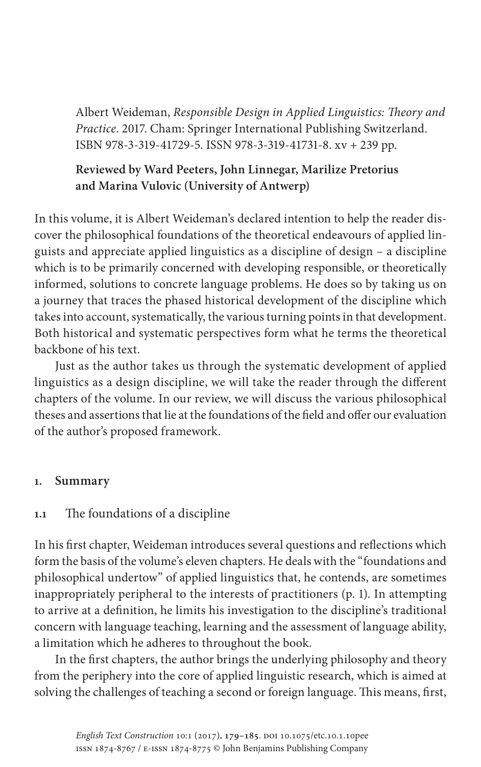Albert Weideman, *Responsible Design in Applied Linguistics: Theory and Practice*. 2017. Cham: Springer International Publishing Switzerland. ISBN 978-3-319-41729-5. ISSN 978-3-319-41731-8. xv + 239 pp.

**Reviewed by Ward Peeters, John Linnegar, Marilize Pretorius and Marina Vulovic (University of Antwerp)**

In this volume, it is Albert Weideman's declared intention to help the reader discover the philosophical foundations of the theoretical endeavours of applied linguists and appreciate applied linguistics as a discipline of design – a discipline which is to be primarily concerned with developing responsible, or theoretically informed, solutions to concrete language problems. He does so by taking us on a journey that traces the phased historical development of the discipline which takes into account, systematically, the various turning points in that development. Both historical and systematic perspectives form what he terms the theoretical backbone of his text.

Just as the author takes us through the systematic development of applied linguistics as a design discipline, we will take the reader through the different chapters of the volume. In our review, we will discuss the various philosophical theses and assertions that lie at the foundations of the field and offer our evaluation of the author's proposed framework.

## 1. Summary

### 1.1 The foundations of a discipline

In his first chapter, Weideman introduces several questions and reflections which form the basis of the volume's eleven chapters. He deals with the "foundations and philosophical undertow" of applied linguistics that, he contends, are sometimes inappropriately peripheral to the interests of practitioners (p. 1). In attempting to arrive at a definition, he limits his investigation to the discipline's traditional concern with language teaching, learning and the assessment of language ability, a limitation which he adheres to throughout the book.

In the first chapters, the author brings the underlying philosophy and theory from the periphery into the core of applied linguistic research, which is aimed at solving the challenges of teaching a second or foreign language. This means, first,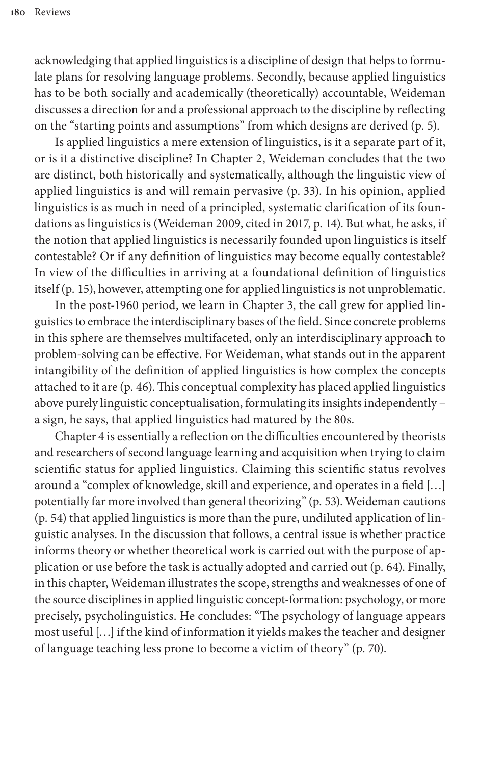acknowledging that applied linguistics is a discipline of design that helps to formulate plans for resolving language problems. Secondly, because applied linguistics has to be both socially and academically (theoretically) accountable, Weideman discusses a direction for and a professional approach to the discipline by reflecting on the "starting points and assumptions" from which designs are derived (p. 5).

Is applied linguistics a mere extension of linguistics, is it a separate part of it, or is it a distinctive discipline? In Chapter 2, Weideman concludes that the two are distinct, both historically and systematically, although the linguistic view of applied linguistics is and will remain pervasive (p. 33). In his opinion, applied linguistics is as much in need of a principled, systematic clarification of its foundations as linguistics is (Weideman 2009, cited in 2017, p. 14). But what, he asks, if the notion that applied linguistics is necessarily founded upon linguistics is itself contestable? Or if any definition of linguistics may become equally contestable? In view of the difficulties in arriving at a foundational definition of linguistics itself (p. 15), however, attempting one for applied linguistics is not unproblematic.

In the post-1960 period, we learn in Chapter 3, the call grew for applied linguistics to embrace the interdisciplinary bases of the field. Since concrete problems in this sphere are themselves multifaceted, only an interdisciplinary approach to problem-solving can be effective. For Weideman, what stands out in the apparent intangibility of the definition of applied linguistics is how complex the concepts attached to it are (p. 46). This conceptual complexity has placed applied linguistics above purely linguistic conceptualisation, formulating its insights independently – a sign, he says, that applied linguistics had matured by the 80s.

Chapter 4 is essentially a reflection on the difficulties encountered by theorists and researchers of second language learning and acquisition when trying to claim scientific status for applied linguistics. Claiming this scientific status revolves around a "complex of knowledge, skill and experience, and operates in a field […] potentially far more involved than general theorizing" (p. 53). Weideman cautions (p. 54) that applied linguistics is more than the pure, undiluted application of linguistic analyses. In the discussion that follows, a central issue is whether practice informs theory or whether theoretical work is carried out with the purpose of application or use before the task is actually adopted and carried out (p. 64). Finally, in this chapter, Weideman illustrates the scope, strengths and weaknesses of one of the source disciplines in applied linguistic concept-formation: psychology, or more precisely, psycholinguistics. He concludes: "The psychology of language appears most useful […] if the kind of information it yields makes the teacher and designer of language teaching less prone to become a victim of theory" (p. 70).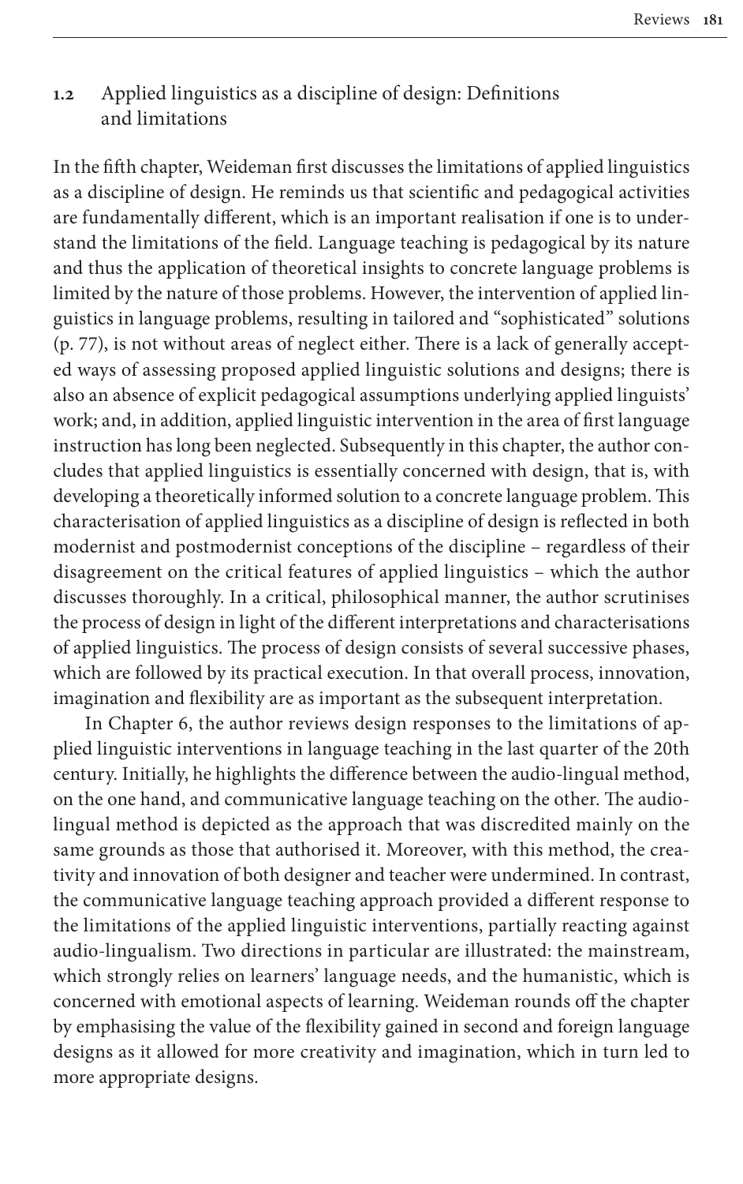## 1.2 Applied linguistics as a discipline of design: Definitions and limitations

In the fifth chapter, Weideman first discusses the limitations of applied linguistics as a discipline of design. He reminds us that scientific and pedagogical activities are fundamentally different, which is an important realisation if one is to understand the limitations of the field. Language teaching is pedagogical by its nature and thus the application of theoretical insights to concrete language problems is limited by the nature of those problems. However, the intervention of applied linguistics in language problems, resulting in tailored and "sophisticated" solutions (p. 77), is not without areas of neglect either. There is a lack of generally accepted ways of assessing proposed applied linguistic solutions and designs; there is also an absence of explicit pedagogical assumptions underlying applied linguists' work; and, in addition, applied linguistic intervention in the area of first language instruction has long been neglected. Subsequently in this chapter, the author concludes that applied linguistics is essentially concerned with design, that is, with developing a theoretically informed solution to a concrete language problem. This characterisation of applied linguistics as a discipline of design is reflected in both modernist and postmodernist conceptions of the discipline – regardless of their disagreement on the critical features of applied linguistics – which the author discusses thoroughly. In a critical, philosophical manner, the author scrutinises the process of design in light of the different interpretations and characterisations of applied linguistics. The process of design consists of several successive phases, which are followed by its practical execution. In that overall process, innovation, imagination and flexibility are as important as the subsequent interpretation.

In Chapter 6, the author reviews design responses to the limitations of applied linguistic interventions in language teaching in the last quarter of the 20th century. Initially, he highlights the difference between the audio-lingual method, on the one hand, and communicative language teaching on the other. The audio-lingual method is depicted as the approach that was discredited mainly on the same grounds as those that authorised it. Moreover, with this method, the creativity and innovation of both designer and teacher were undermined. In contrast, the communicative language teaching approach provided a different response to the limitations of the applied linguistic interventions, partially reacting against audio-lingualism. Two directions in particular are illustrated: the mainstream, which strongly relies on learners' language needs, and the humanistic, which is concerned with emotional aspects of learning. Weideman rounds off the chapter by emphasising the value of the flexibility gained in second and foreign language designs as it allowed for more creativity and imagination, which in turn led to more appropriate designs.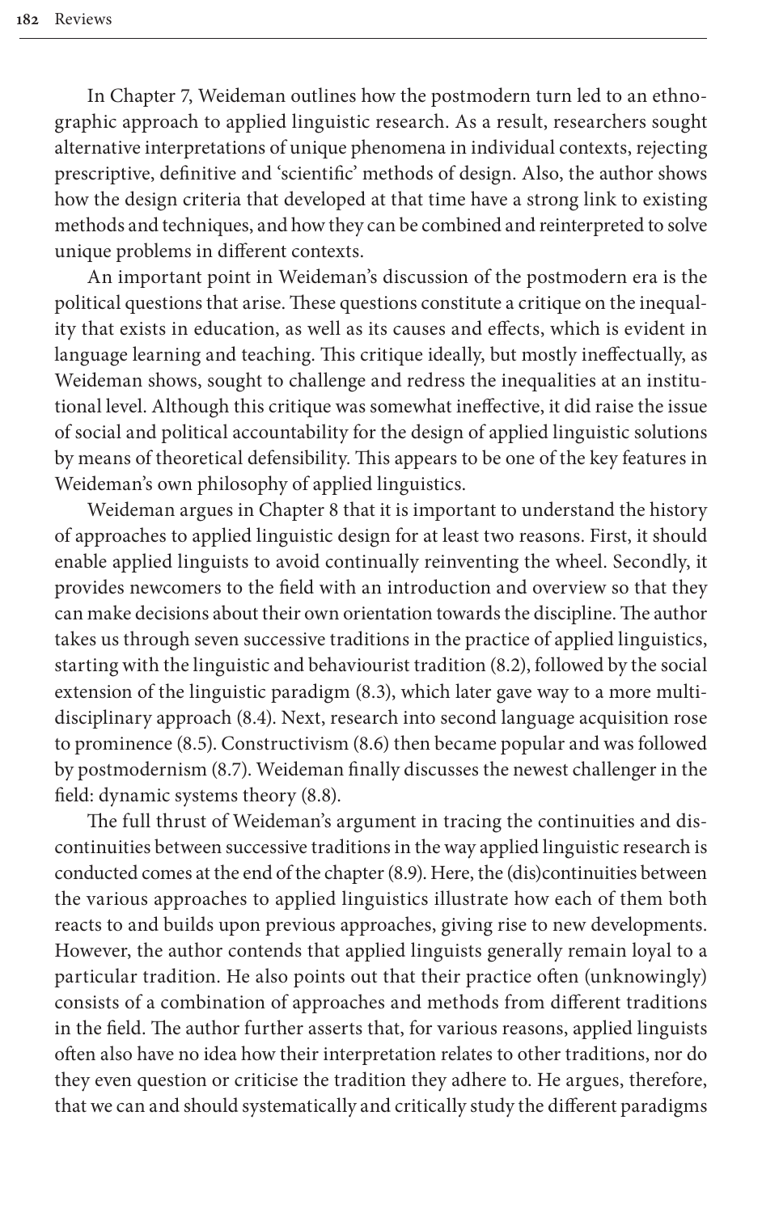In Chapter 7, Weideman outlines how the postmodern turn led to an ethnographic approach to applied linguistic research. As a result, researchers sought alternative interpretations of unique phenomena in individual contexts, rejecting prescriptive, definitive and 'scientific' methods of design. Also, the author shows how the design criteria that developed at that time have a strong link to existing methods and techniques, and how they can be combined and reinterpreted to solve unique problems in different contexts.

An important point in Weideman's discussion of the postmodern era is the political questions that arise. These questions constitute a critique on the inequality that exists in education, as well as its causes and effects, which is evident in language learning and teaching. This critique ideally, but mostly ineffectually, as Weideman shows, sought to challenge and redress the inequalities at an institutional level. Although this critique was somewhat ineffective, it did raise the issue of social and political accountability for the design of applied linguistic solutions by means of theoretical defensibility. This appears to be one of the key features in Weideman's own philosophy of applied linguistics.

Weideman argues in Chapter 8 that it is important to understand the history of approaches to applied linguistic design for at least two reasons. First, it should enable applied linguists to avoid continually reinventing the wheel. Secondly, it provides newcomers to the field with an introduction and overview so that they can make decisions about their own orientation towards the discipline. The author takes us through seven successive traditions in the practice of applied linguistics, starting with the linguistic and behaviourist tradition (8.2), followed by the social extension of the linguistic paradigm (8.3), which later gave way to a more multidisciplinary approach (8.4). Next, research into second language acquisition rose to prominence (8.5). Constructivism (8.6) then became popular and was followed by postmodernism (8.7). Weideman finally discusses the newest challenger in the field: dynamic systems theory (8.8).

The full thrust of Weideman's argument in tracing the continuities and discontinuities between successive traditions in the way applied linguistic research is conducted comes at the end of the chapter (8.9). Here, the (dis)continuities between the various approaches to applied linguistics illustrate how each of them both reacts to and builds upon previous approaches, giving rise to new developments. However, the author contends that applied linguists generally remain loyal to a particular tradition. He also points out that their practice often (unknowingly) consists of a combination of approaches and methods from different traditions in the field. The author further asserts that, for various reasons, applied linguists often also have no idea how their interpretation relates to other traditions, nor do they even question or criticise the tradition they adhere to. He argues, therefore, that we can and should systematically and critically study the different paradigms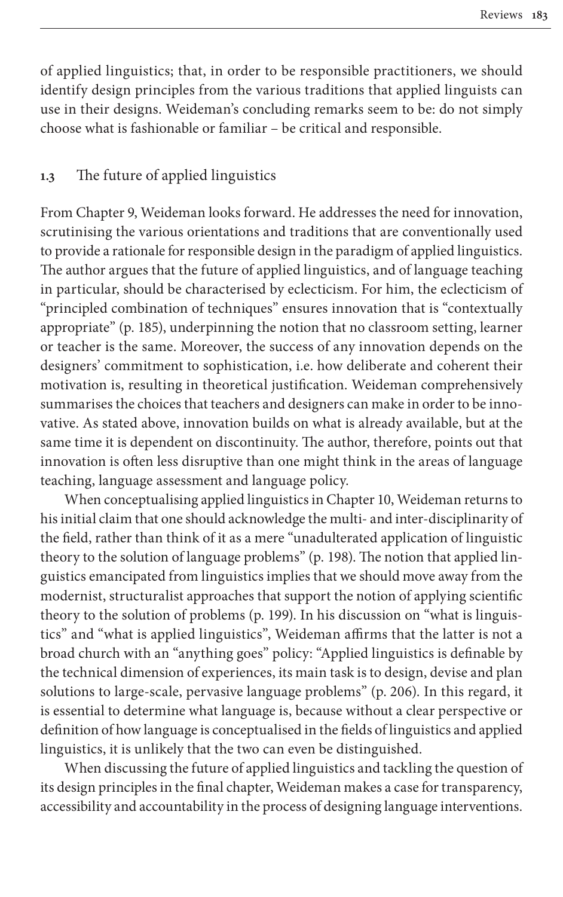of applied linguistics; that, in order to be responsible practitioners, we should identify design principles from the various traditions that applied linguists can use in their designs. Weideman's concluding remarks seem to be: do not simply choose what is fashionable or familiar – be critical and responsible.

### 1.3 The future of applied linguistics

From Chapter 9, Weideman looks forward. He addresses the need for innovation, scrutinising the various orientations and traditions that are conventionally used to provide a rationale for responsible design in the paradigm of applied linguistics. The author argues that the future of applied linguistics, and of language teaching in particular, should be characterised by eclecticism. For him, the eclecticism of "principled combination of techniques" ensures innovation that is "contextually appropriate" (p. 185), underpinning the notion that no classroom setting, learner or teacher is the same. Moreover, the success of any innovation depends on the designers' commitment to sophistication, i.e. how deliberate and coherent their motivation is, resulting in theoretical justification. Weideman comprehensively summarises the choices that teachers and designers can make in order to be innovative. As stated above, innovation builds on what is already available, but at the same time it is dependent on discontinuity. The author, therefore, points out that innovation is often less disruptive than one might think in the areas of language teaching, language assessment and language policy.

When conceptualising applied linguistics in Chapter 10, Weideman returns to his initial claim that one should acknowledge the multi- and inter-disciplinarity of the field, rather than think of it as a mere "unadulterated application of linguistic theory to the solution of language problems" (p. 198). The notion that applied linguistics emancipated from linguistics implies that we should move away from the modernist, structuralist approaches that support the notion of applying scientific theory to the solution of problems (p. 199). In his discussion on "what is linguistics" and "what is applied linguistics", Weideman affirms that the latter is not a broad church with an "anything goes" policy: "Applied linguistics is definable by the technical dimension of experiences, its main task is to design, devise and plan solutions to large-scale, pervasive language problems" (p. 206). In this regard, it is essential to determine what language is, because without a clear perspective or definition of how language is conceptualised in the fields of linguistics and applied linguistics, it is unlikely that the two can even be distinguished.

When discussing the future of applied linguistics and tackling the question of its design principles in the final chapter, Weideman makes a case for transparency, accessibility and accountability in the process of designing language interventions.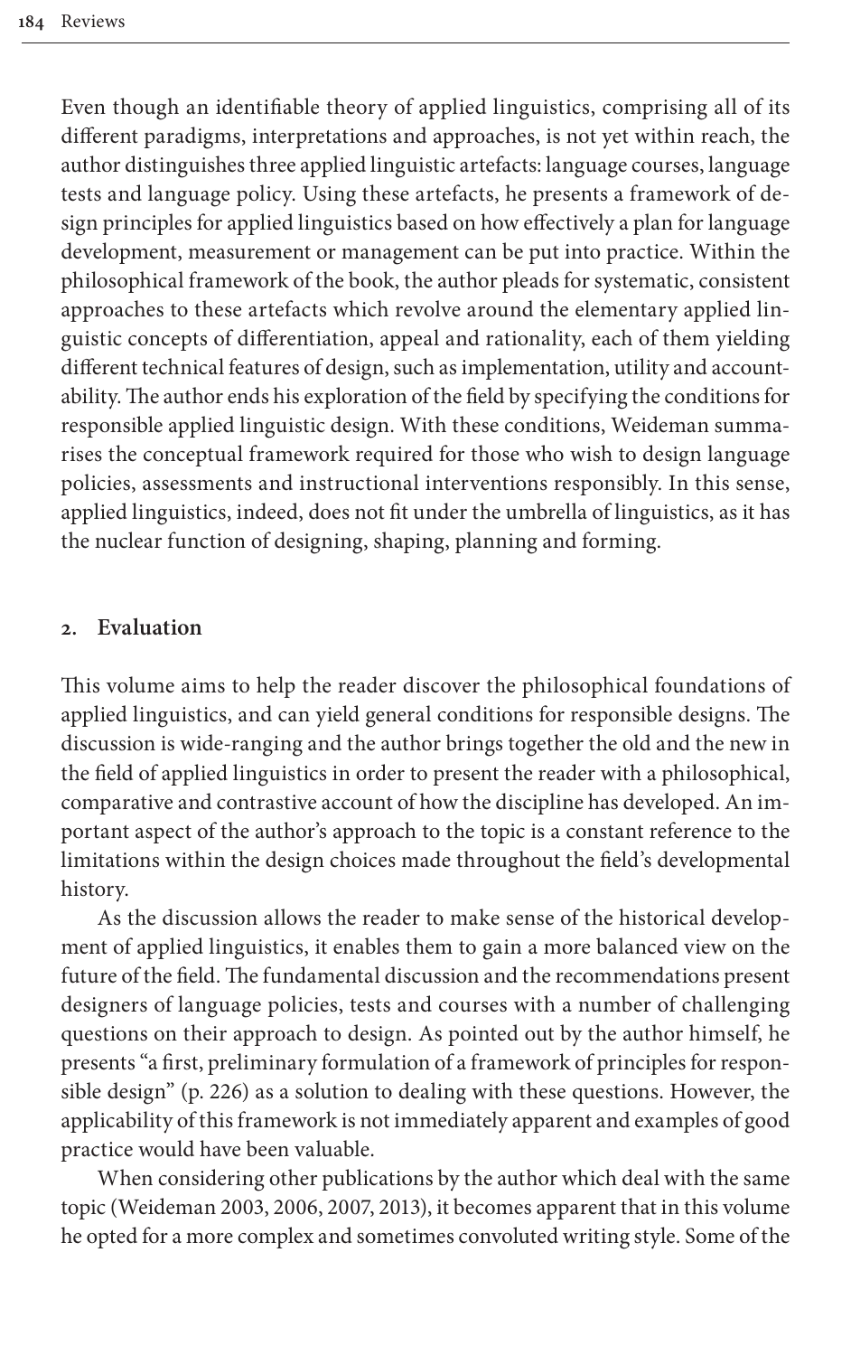Even though an identifiable theory of applied linguistics, comprising all of its different paradigms, interpretations and approaches, is not yet within reach, the author distinguishes three applied linguistic artefacts: language courses, language tests and language policy. Using these artefacts, he presents a framework of design principles for applied linguistics based on how effectively a plan for language development, measurement or management can be put into practice. Within the philosophical framework of the book, the author pleads for systematic, consistent approaches to these artefacts which revolve around the elementary applied linguistic concepts of differentiation, appeal and rationality, each of them yielding different technical features of design, such as implementation, utility and accountability. The author ends his exploration of the field by specifying the conditions for responsible applied linguistic design. With these conditions, Weideman summarises the conceptual framework required for those who wish to design language policies, assessments and instructional interventions responsibly. In this sense, applied linguistics, indeed, does not fit under the umbrella of linguistics, as it has the nuclear function of designing, shaping, planning and forming.

## 2. Evaluation

This volume aims to help the reader discover the philosophical foundations of applied linguistics, and can yield general conditions for responsible designs. The discussion is wide-ranging and the author brings together the old and the new in the field of applied linguistics in order to present the reader with a philosophical, comparative and contrastive account of how the discipline has developed. An important aspect of the author's approach to the topic is a constant reference to the limitations within the design choices made throughout the field's developmental history.

As the discussion allows the reader to make sense of the historical development of applied linguistics, it enables them to gain a more balanced view on the future of the field. The fundamental discussion and the recommendations present designers of language policies, tests and courses with a number of challenging questions on their approach to design. As pointed out by the author himself, he presents "a first, preliminary formulation of a framework of principles for responsible design" (p. 226) as a solution to dealing with these questions. However, the applicability of this framework is not immediately apparent and examples of good practice would have been valuable.

When considering other publications by the author which deal with the same topic (Weideman 2003, 2006, 2007, 2013), it becomes apparent that in this volume he opted for a more complex and sometimes convoluted writing style. Some of the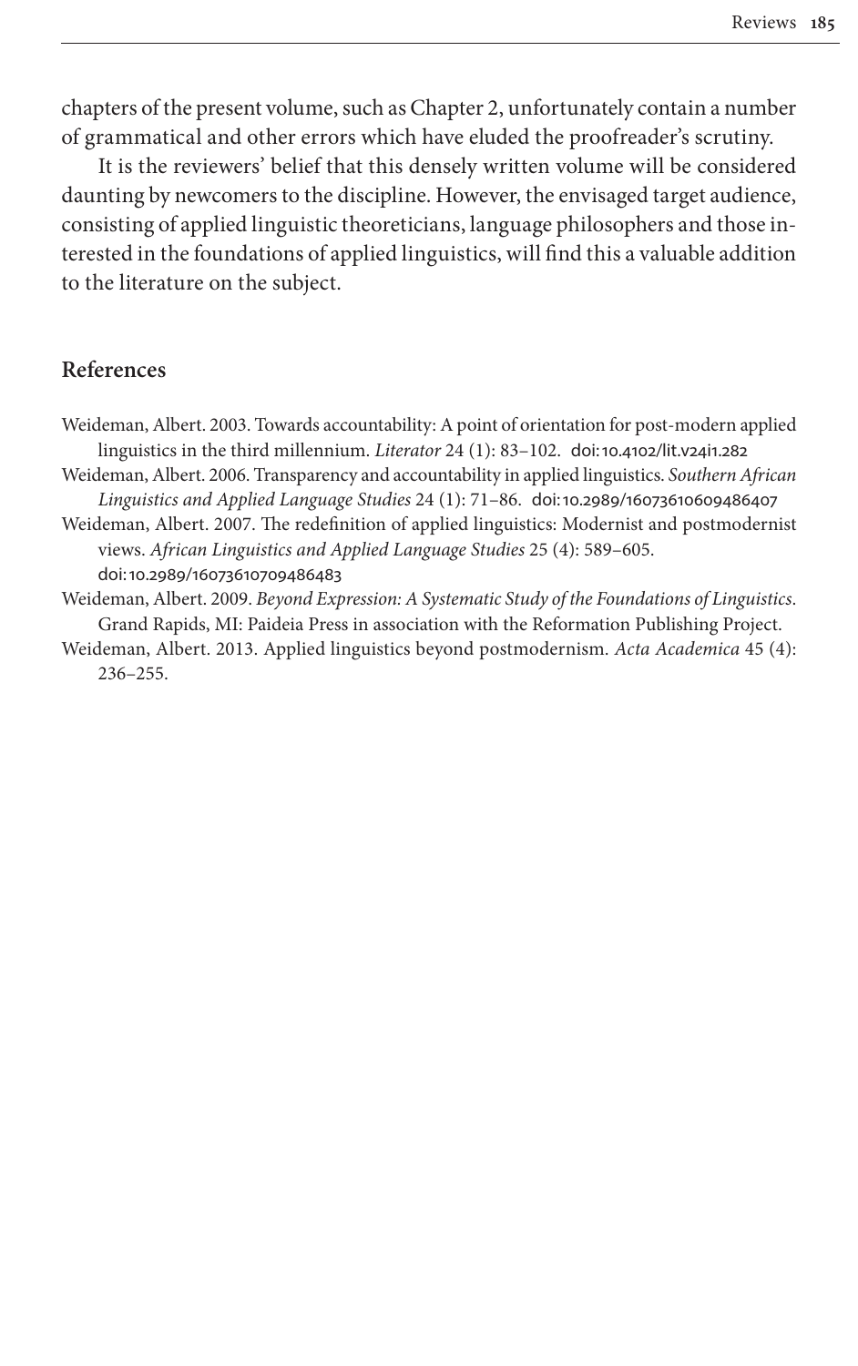chapters of the present volume, such as Chapter 2, unfortunately contain a number of grammatical and other errors which have eluded the proofreader's scrutiny.

It is the reviewers' belief that this densely written volume will be considered daunting by newcomers to the discipline. However, the envisaged target audience, consisting of applied linguistic theoreticians, language philosophers and those interested in the foundations of applied linguistics, will find this a valuable addition to the literature on the subject.

## References

Weideman, Albert. 2003. Towards accountability: A point of orientation for post-modern applied linguistics in the third millennium. *Literator* 24 (1): 83–102. doi:10.4102/lit.v24i1.282

Weideman, Albert. 2006. Transparency and accountability in applied linguistics. *Southern African Linguistics and Applied Language Studies* 24 (1): 71–86. doi:10.2989/16073610609486407

Weideman, Albert. 2007. The redefinition of applied linguistics: Modernist and postmodernist views. *African Linguistics and Applied Language Studies* 25 (4): 589–605. doi:10.2989/16073610709486483

Weideman, Albert. 2009. *Beyond Expression: A Systematic Study of the Foundations of Linguistics*. Grand Rapids, MI: Paideia Press in association with the Reformation Publishing Project.

Weideman, Albert. 2013. Applied linguistics beyond postmodernism. *Acta Academica* 45 (4): 236–255.